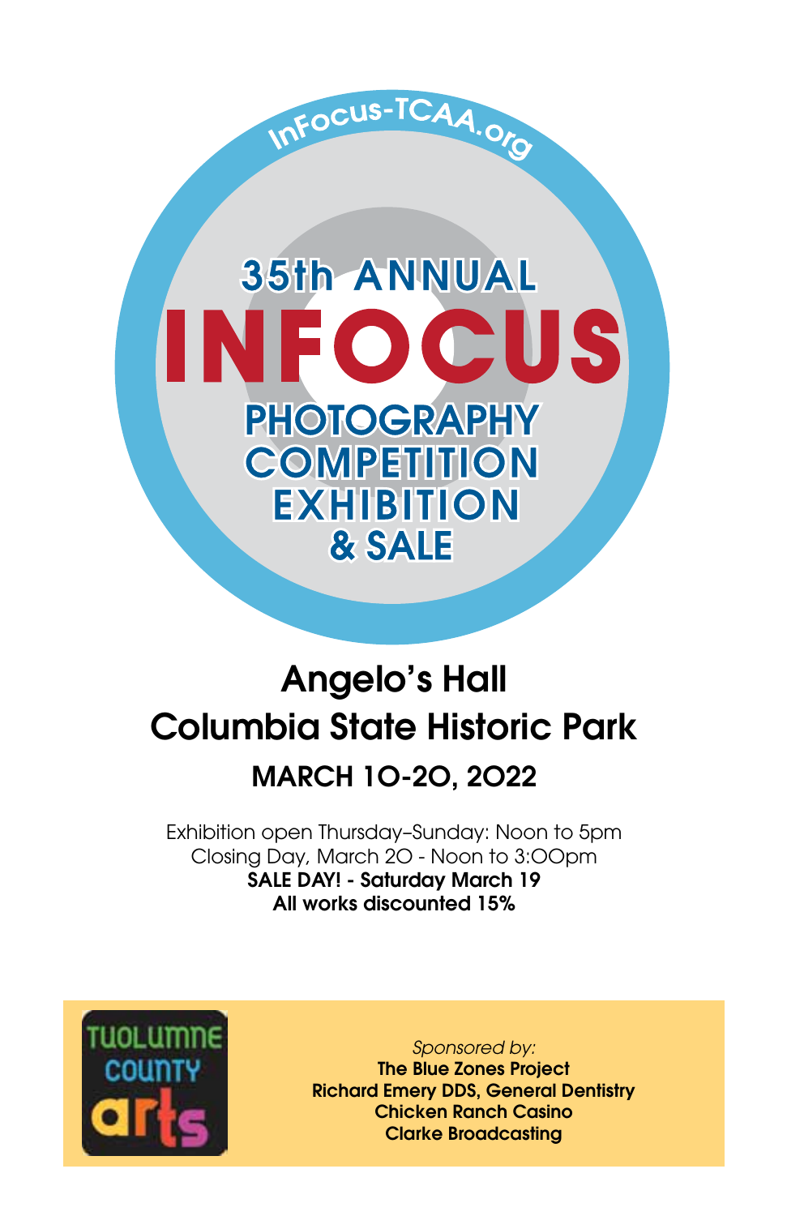InFocus-TCAA.org

# 35th ANNUAL INFOCUS

## PHOTOGRAPHY COMPETITION EXHIBITION & SALE

## Angelo's Hall
## Columbia State Historic Park

### MARCH 10-20, 2022

Exhibition open Thursday–Sunday: Noon to 5pm
Closing Day, March 20 - Noon to 3:00pm
**SALE DAY! - Saturday March 19**
**All works discounted 15%**

TUOLUMNE COUNTY arts

*Sponsored by:*
**The Blue Zones Project**
**Richard Emery DDS, General Dentistry**
**Chicken Ranch Casino**
**Clarke Broadcasting**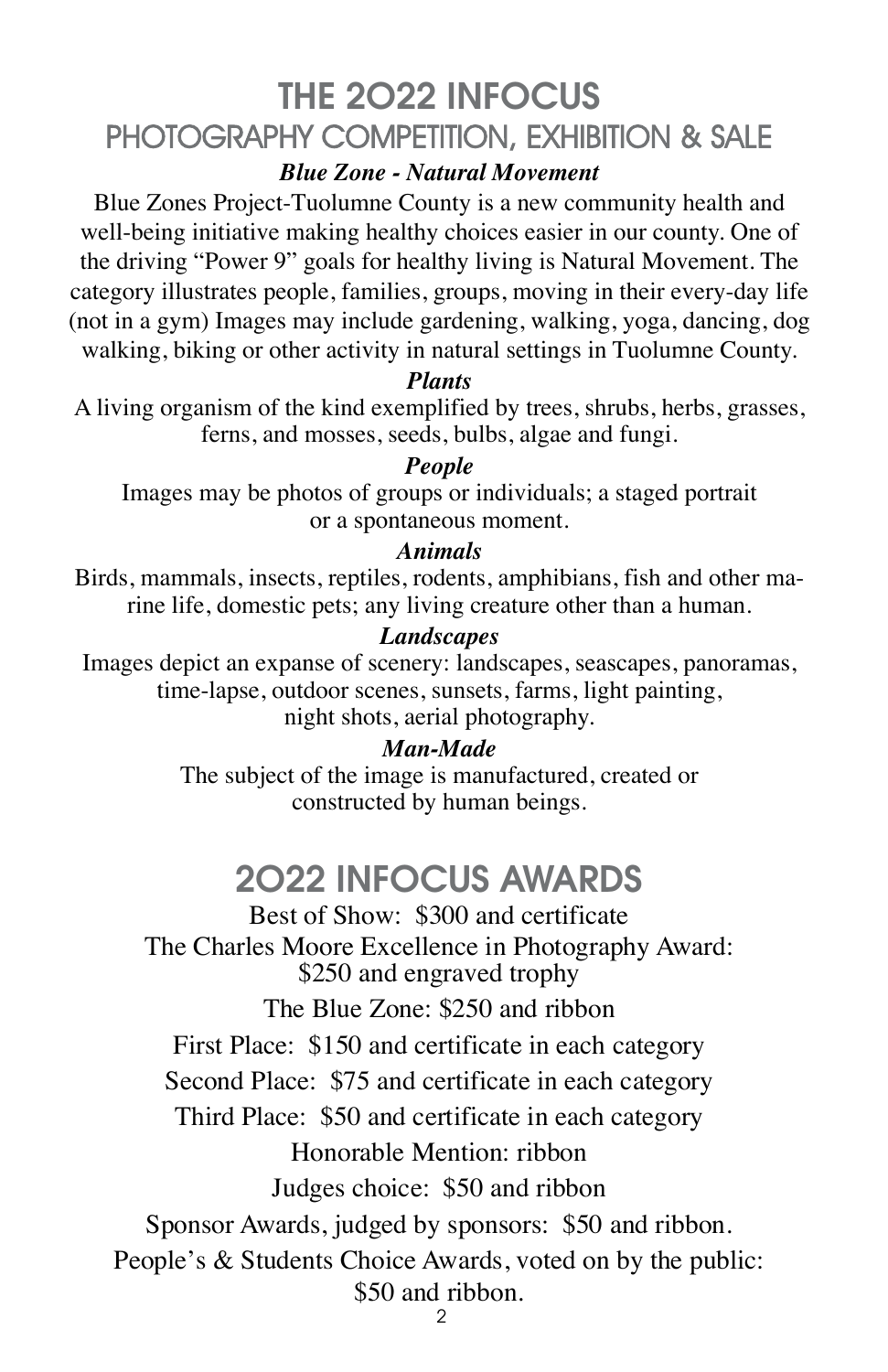# THE 2022 INFOCUS

## PHOTOGRAPHY COMPETITION, EXHIBITION & SALE

***Blue Zone - Natural Movement***

Blue Zones Project-Tuolumne County is a new community health and well-being initiative making healthy choices easier in our county. One of the driving "Power 9" goals for healthy living is Natural Movement. The category illustrates people, families, groups, moving in their every-day life (not in a gym) Images may include gardening, walking, yoga, dancing, dog walking, biking or other activity in natural settings in Tuolumne County.

***Plants***

A living organism of the kind exemplified by trees, shrubs, herbs, grasses, ferns, and mosses, seeds, bulbs, algae and fungi.

***People***

Images may be photos of groups or individuals; a staged portrait or a spontaneous moment.

***Animals***

Birds, mammals, insects, reptiles, rodents, amphibians, fish and other marine life, domestic pets; any living creature other than a human.

***Landscapes***

Images depict an expanse of scenery: landscapes, seascapes, panoramas, time-lapse, outdoor scenes, sunsets, farms, light painting, night shots, aerial photography.

***Man-Made***

The subject of the image is manufactured, created or constructed by human beings.

# 2022 INFOCUS AWARDS

Best of Show: $300 and certificate

The Charles Moore Excellence in Photography Award: $250 and engraved trophy

The Blue Zone: $250 and ribbon

First Place: $150 and certificate in each category

Second Place: $75 and certificate in each category

Third Place: $50 and certificate in each category

Honorable Mention: ribbon

Judges choice: $50 and ribbon

Sponsor Awards, judged by sponsors: $50 and ribbon.

People's & Students Choice Awards, voted on by the public: $50 and ribbon.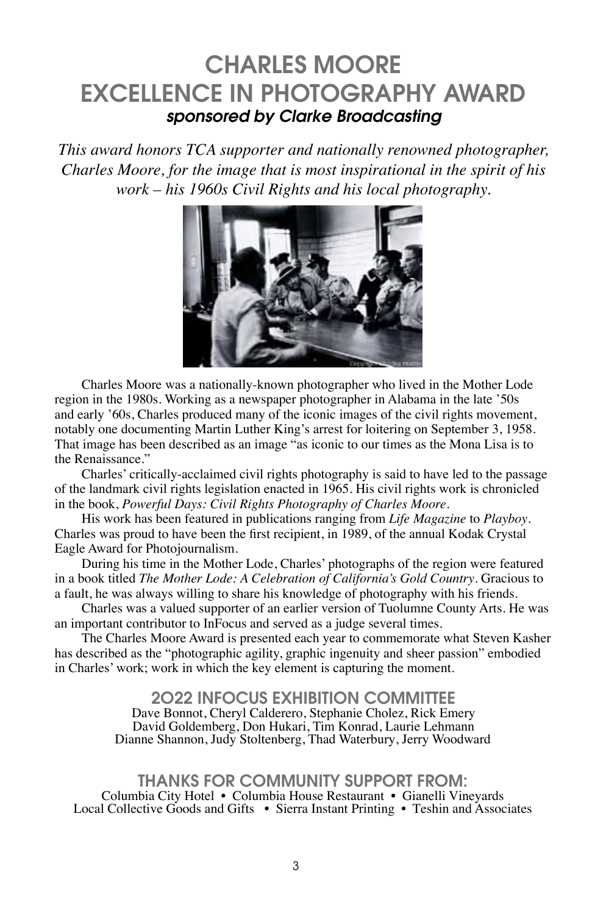# CHARLES MOORE EXCELLENCE IN PHOTOGRAPHY AWARD

***sponsored by Clarke Broadcasting***

*This award honors TCA supporter and nationally renowned photographer, Charles Moore, for the image that is most inspirational in the spirit of his work – his 1960s Civil Rights and his local photography.*

Charles Moore was a nationally-known photographer who lived in the Mother Lode region in the 1980s. Working as a newspaper photographer in Alabama in the late '50s and early '60s, Charles produced many of the iconic images of the civil rights movement, notably one documenting Martin Luther King's arrest for loitering on September 3, 1958. That image has been described as an image "as iconic to our times as the Mona Lisa is to the Renaissance."

Charles' critically-acclaimed civil rights photography is said to have led to the passage of the landmark civil rights legislation enacted in 1965. His civil rights work is chronicled in the book, *Powerful Days: Civil Rights Photography of Charles Moore*.

His work has been featured in publications ranging from *Life Magazine* to *Playboy*. Charles was proud to have been the first recipient, in 1989, of the annual Kodak Crystal Eagle Award for Photojournalism.

During his time in the Mother Lode, Charles' photographs of the region were featured in a book titled *The Mother Lode: A Celebration of California's Gold Country*. Gracious to a fault, he was always willing to share his knowledge of photography with his friends.

Charles was a valued supporter of an earlier version of Tuolumne County Arts. He was an important contributor to InFocus and served as a judge several times.

The Charles Moore Award is presented each year to commemorate what Steven Kasher has described as the "photographic agility, graphic ingenuity and sheer passion" embodied in Charles' work; work in which the key element is capturing the moment.

## 2022 INFOCUS EXHIBITION COMMITTEE

Dave Bonnot, Cheryl Calderero, Stephanie Cholez, Rick Emery
David Goldemberg, Don Hukari, Tim Konrad, Laurie Lehmann
Dianne Shannon, Judy Stoltenberg, Thad Waterbury, Jerry Woodward

## THANKS FOR COMMUNITY SUPPORT FROM:

Columbia City Hotel • Columbia House Restaurant • Gianelli Vineyards
Local Collective Goods and Gifts • Sierra Instant Printing • Teshin and Associates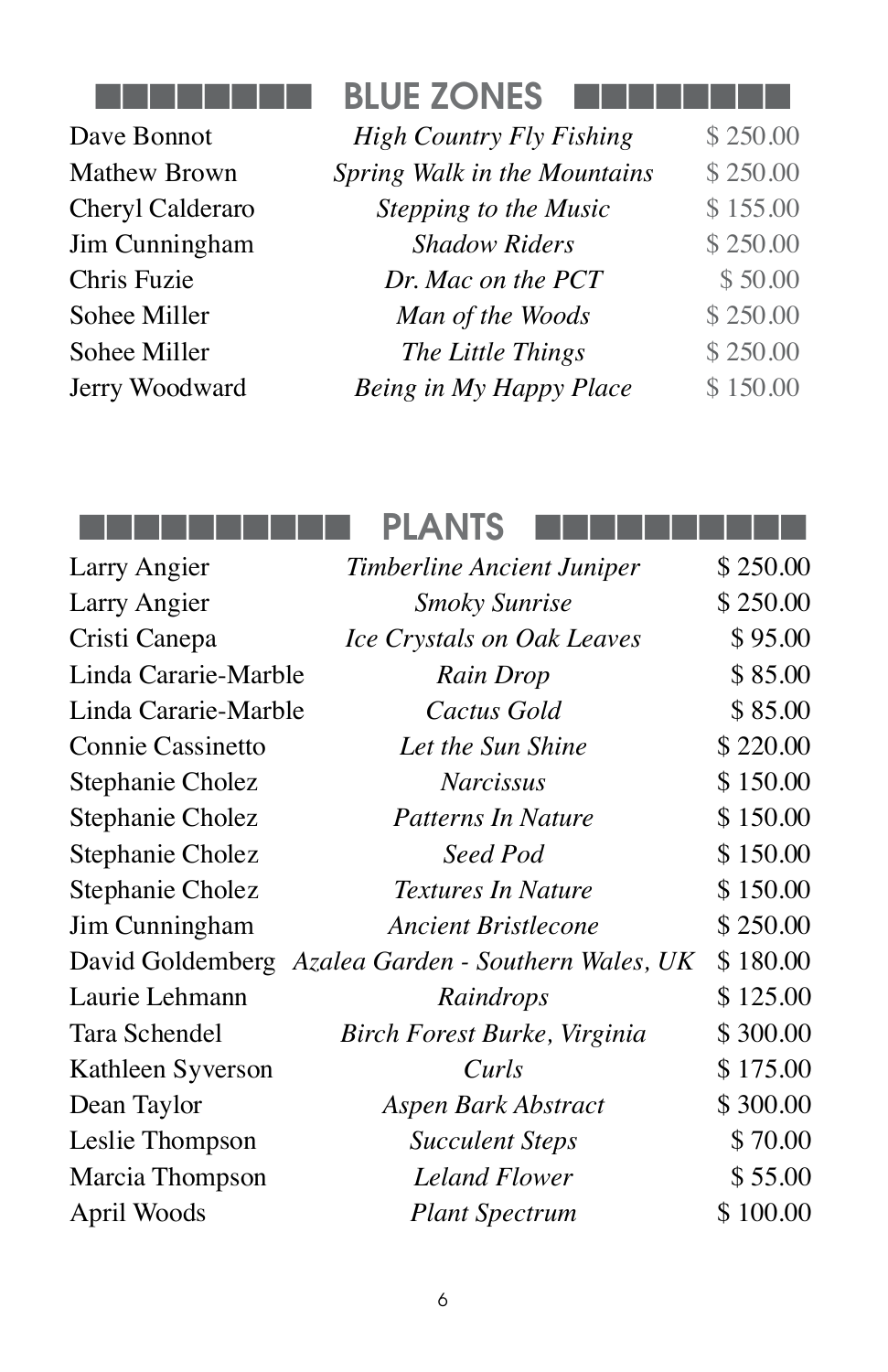## BLUE ZONES

| | | |
|---|---|---|
| Dave Bonnot | *High Country Fly Fishing* | $ 250.00 |
| Mathew Brown | *Spring Walk in the Mountains* | $ 250.00 |
| Cheryl Calderaro | *Stepping to the Music* | $ 155.00 |
| Jim Cunningham | *Shadow Riders* | $ 250.00 |
| Chris Fuzie | *Dr. Mac on the PCT* | $ 50.00 |
| Sohee Miller | *Man of the Woods* | $ 250.00 |
| Sohee Miller | *The Little Things* | $ 250.00 |
| Jerry Woodward | *Being in My Happy Place* | $ 150.00 |

## PLANTS

| | | |
|---|---|---|
| Larry Angier | *Timberline Ancient Juniper* | $ 250.00 |
| Larry Angier | *Smoky Sunrise* | $ 250.00 |
| Cristi Canepa | *Ice Crystals on Oak Leaves* | $ 95.00 |
| Linda Cararie-Marble | *Rain Drop* | $ 85.00 |
| Linda Cararie-Marble | *Cactus Gold* | $ 85.00 |
| Connie Cassinetto | *Let the Sun Shine* | $ 220.00 |
| Stephanie Cholez | *Narcissus* | $ 150.00 |
| Stephanie Cholez | *Patterns In Nature* | $ 150.00 |
| Stephanie Cholez | *Seed Pod* | $ 150.00 |
| Stephanie Cholez | *Textures In Nature* | $ 150.00 |
| Jim Cunningham | *Ancient Bristlecone* | $ 250.00 |
| David Goldemberg | *Azalea Garden - Southern Wales, UK* | $ 180.00 |
| Laurie Lehmann | *Raindrops* | $ 125.00 |
| Tara Schendel | *Birch Forest Burke, Virginia* | $ 300.00 |
| Kathleen Syverson | *Curls* | $ 175.00 |
| Dean Taylor | *Aspen Bark Abstract* | $ 300.00 |
| Leslie Thompson | *Succulent Steps* | $ 70.00 |
| Marcia Thompson | *Leland Flower* | $ 55.00 |
| April Woods | *Plant Spectrum* | $ 100.00 |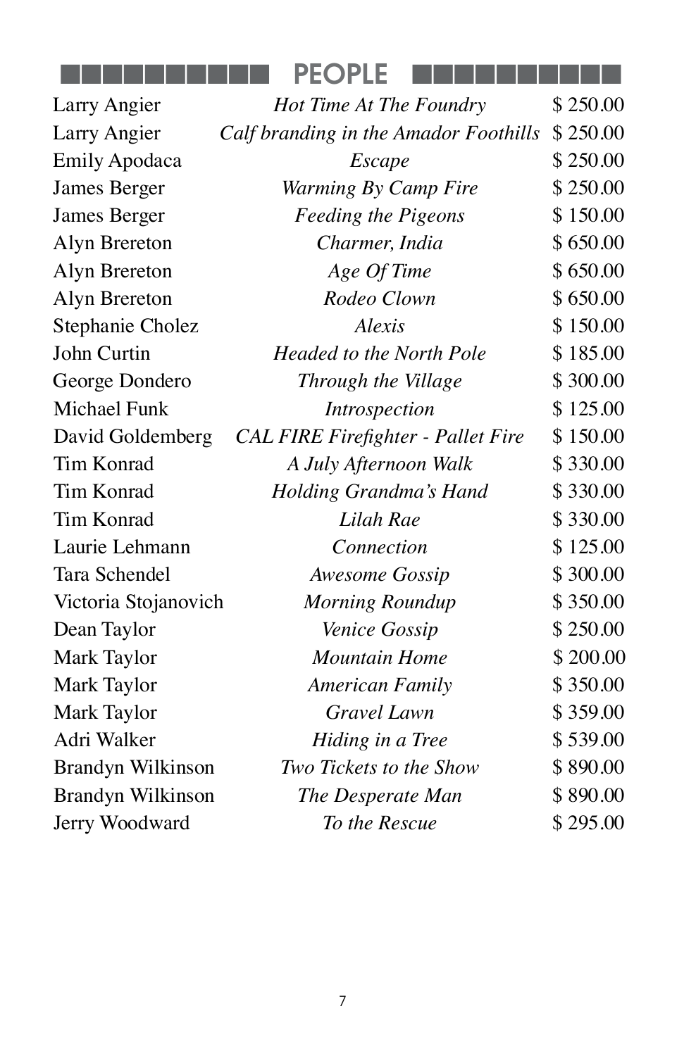## PEOPLE

| Artist | Title | Price |
| --- | --- | --- |
| Larry Angier | *Hot Time At The Foundry* | $ 250.00 |
| Larry Angier | *Calf branding in the Amador Foothills* | $ 250.00 |
| Emily Apodaca | *Escape* | $ 250.00 |
| James Berger | *Warming By Camp Fire* | $ 250.00 |
| James Berger | *Feeding the Pigeons* | $ 150.00 |
| Alyn Brereton | *Charmer, India* | $ 650.00 |
| Alyn Brereton | *Age Of Time* | $ 650.00 |
| Alyn Brereton | *Rodeo Clown* | $ 650.00 |
| Stephanie Cholez | *Alexis* | $ 150.00 |
| John Curtin | *Headed to the North Pole* | $ 185.00 |
| George Dondero | *Through the Village* | $ 300.00 |
| Michael Funk | *Introspection* | $ 125.00 |
| David Goldemberg | *CAL FIRE Firefighter - Pallet Fire* | $ 150.00 |
| Tim Konrad | *A July Afternoon Walk* | $ 330.00 |
| Tim Konrad | *Holding Grandma's Hand* | $ 330.00 |
| Tim Konrad | *Lilah Rae* | $ 330.00 |
| Laurie Lehmann | *Connection* | $ 125.00 |
| Tara Schendel | *Awesome Gossip* | $ 300.00 |
| Victoria Stojanovich | *Morning Roundup* | $ 350.00 |
| Dean Taylor | *Venice Gossip* | $ 250.00 |
| Mark Taylor | *Mountain Home* | $ 200.00 |
| Mark Taylor | *American Family* | $ 350.00 |
| Mark Taylor | *Gravel Lawn* | $ 359.00 |
| Adri Walker | *Hiding in a Tree* | $ 539.00 |
| Brandyn Wilkinson | *Two Tickets to the Show* | $ 890.00 |
| Brandyn Wilkinson | *The Desperate Man* | $ 890.00 |
| Jerry Woodward | *To the Rescue* | $ 295.00 |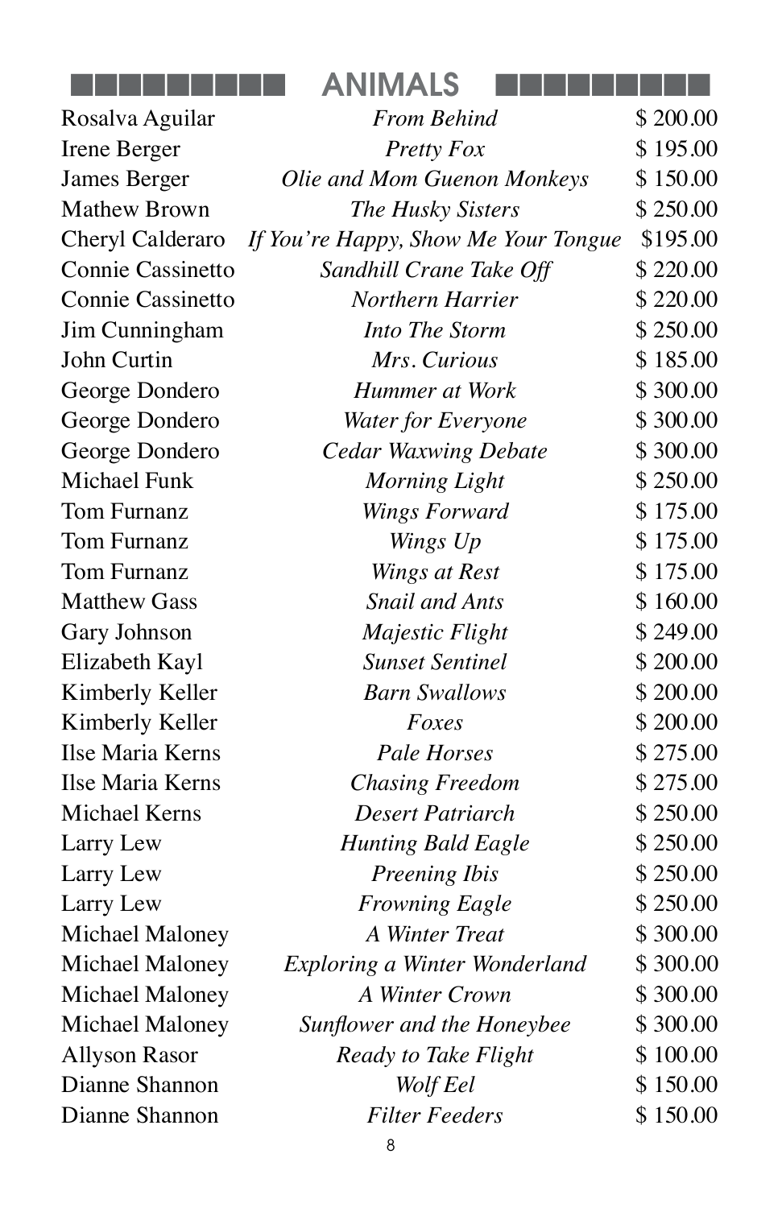## ANIMALS

| | | |
|---|---|---|
| Rosalva Aguilar | *From Behind* | $ 200.00 |
| Irene Berger | *Pretty Fox* | $ 195.00 |
| James Berger | *Olie and Mom Guenon Monkeys* | $ 150.00 |
| Mathew Brown | *The Husky Sisters* | $ 250.00 |
| Cheryl Calderaro | *If You're Happy, Show Me Your Tongue* | $195.00 |
| Connie Cassinetto | *Sandhill Crane Take Off* | $ 220.00 |
| Connie Cassinetto | *Northern Harrier* | $ 220.00 |
| Jim Cunningham | *Into The Storm* | $ 250.00 |
| John Curtin | *Mrs. Curious* | $ 185.00 |
| George Dondero | *Hummer at Work* | $ 300.00 |
| George Dondero | *Water for Everyone* | $ 300.00 |
| George Dondero | *Cedar Waxwing Debate* | $ 300.00 |
| Michael Funk | *Morning Light* | $ 250.00 |
| Tom Furnanz | *Wings Forward* | $ 175.00 |
| Tom Furnanz | *Wings Up* | $ 175.00 |
| Tom Furnanz | *Wings at Rest* | $ 175.00 |
| Matthew Gass | *Snail and Ants* | $ 160.00 |
| Gary Johnson | *Majestic Flight* | $ 249.00 |
| Elizabeth Kayl | *Sunset Sentinel* | $ 200.00 |
| Kimberly Keller | *Barn Swallows* | $ 200.00 |
| Kimberly Keller | *Foxes* | $ 200.00 |
| Ilse Maria Kerns | *Pale Horses* | $ 275.00 |
| Ilse Maria Kerns | *Chasing Freedom* | $ 275.00 |
| Michael Kerns | *Desert Patriarch* | $ 250.00 |
| Larry Lew | *Hunting Bald Eagle* | $ 250.00 |
| Larry Lew | *Preening Ibis* | $ 250.00 |
| Larry Lew | *Frowning Eagle* | $ 250.00 |
| Michael Maloney | *A Winter Treat* | $ 300.00 |
| Michael Maloney | *Exploring a Winter Wonderland* | $ 300.00 |
| Michael Maloney | *A Winter Crown* | $ 300.00 |
| Michael Maloney | *Sunflower and the Honeybee* | $ 300.00 |
| Allyson Rasor | *Ready to Take Flight* | $ 100.00 |
| Dianne Shannon | *Wolf Eel* | $ 150.00 |
| Dianne Shannon | *Filter Feeders* | $ 150.00 |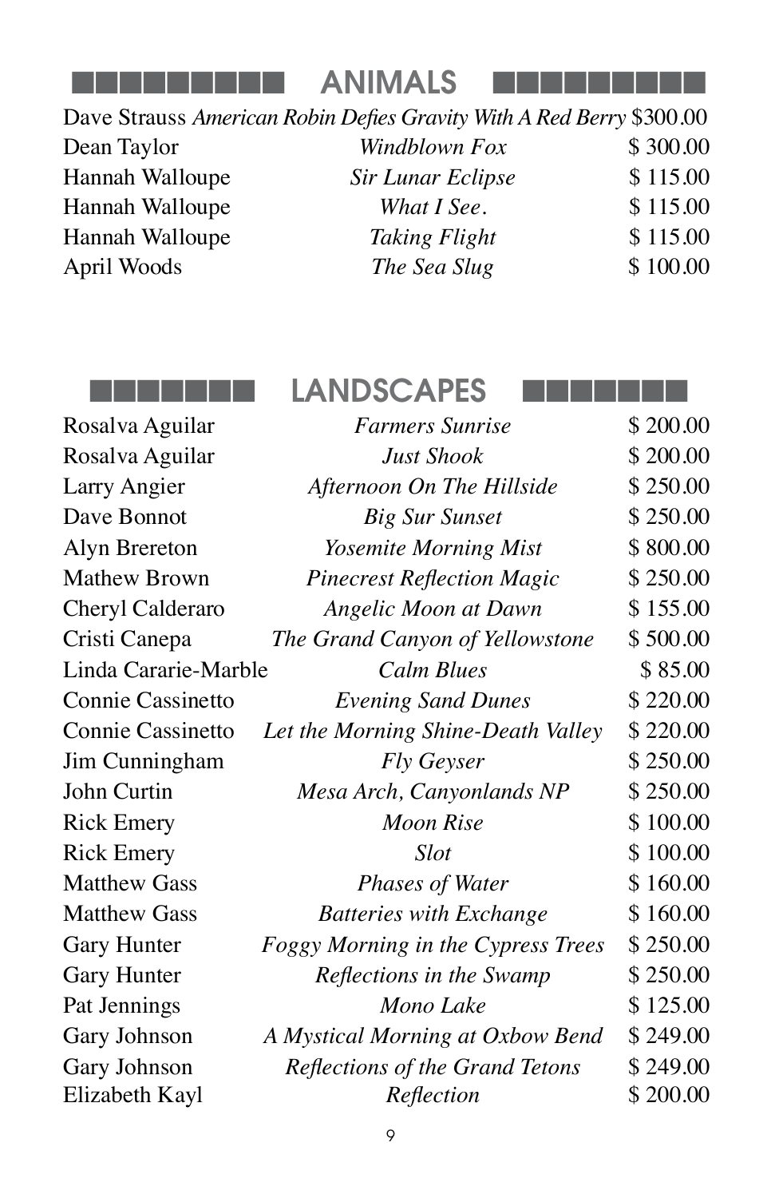## ANIMALS

| Artist | Title | Price |
|---|---|---|
| Dave Strauss | *American Robin Defies Gravity With A Red Berry* | $300.00 |
| Dean Taylor | *Windblown Fox* | $ 300.00 |
| Hannah Walloupe | *Sir Lunar Eclipse* | $ 115.00 |
| Hannah Walloupe | *What I See.* | $ 115.00 |
| Hannah Walloupe | *Taking Flight* | $ 115.00 |
| April Woods | *The Sea Slug* | $ 100.00 |

## LANDSCAPES

| Artist | Title | Price |
|---|---|---|
| Rosalva Aguilar | *Farmers Sunrise* | $ 200.00 |
| Rosalva Aguilar | *Just Shook* | $ 200.00 |
| Larry Angier | *Afternoon On The Hillside* | $ 250.00 |
| Dave Bonnot | *Big Sur Sunset* | $ 250.00 |
| Alyn Brereton | *Yosemite Morning Mist* | $ 800.00 |
| Mathew Brown | *Pinecrest Reflection Magic* | $ 250.00 |
| Cheryl Calderaro | *Angelic Moon at Dawn* | $ 155.00 |
| Cristi Canepa | *The Grand Canyon of Yellowstone* | $ 500.00 |
| Linda Cararie-Marble | *Calm Blues* | $ 85.00 |
| Connie Cassinetto | *Evening Sand Dunes* | $ 220.00 |
| Connie Cassinetto | *Let the Morning Shine-Death Valley* | $ 220.00 |
| Jim Cunningham | *Fly Geyser* | $ 250.00 |
| John Curtin | *Mesa Arch, Canyonlands NP* | $ 250.00 |
| Rick Emery | *Moon Rise* | $ 100.00 |
| Rick Emery | *Slot* | $ 100.00 |
| Matthew Gass | *Phases of Water* | $ 160.00 |
| Matthew Gass | *Batteries with Exchange* | $ 160.00 |
| Gary Hunter | *Foggy Morning in the Cypress Trees* | $ 250.00 |
| Gary Hunter | *Reflections in the Swamp* | $ 250.00 |
| Pat Jennings | *Mono Lake* | $ 125.00 |
| Gary Johnson | *A Mystical Morning at Oxbow Bend* | $ 249.00 |
| Gary Johnson | *Reflections of the Grand Tetons* | $ 249.00 |
| Elizabeth Kayl | *Reflection* | $ 200.00 |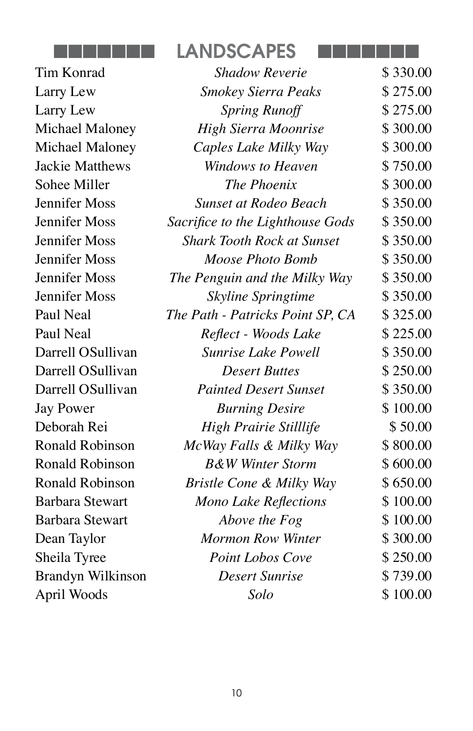## LANDSCAPES

| Artist | Title | Price |
|---|---|---|
| Tim Konrad | *Shadow Reverie* | $ 330.00 |
| Larry Lew | *Smokey Sierra Peaks* | $ 275.00 |
| Larry Lew | *Spring Runoff* | $ 275.00 |
| Michael Maloney | *High Sierra Moonrise* | $ 300.00 |
| Michael Maloney | *Caples Lake Milky Way* | $ 300.00 |
| Jackie Matthews | *Windows to Heaven* | $ 750.00 |
| Sohee Miller | *The Phoenix* | $ 300.00 |
| Jennifer Moss | *Sunset at Rodeo Beach* | $ 350.00 |
| Jennifer Moss | *Sacrifice to the Lighthouse Gods* | $ 350.00 |
| Jennifer Moss | *Shark Tooth Rock at Sunset* | $ 350.00 |
| Jennifer Moss | *Moose Photo Bomb* | $ 350.00 |
| Jennifer Moss | *The Penguin and the Milky Way* | $ 350.00 |
| Jennifer Moss | *Skyline Springtime* | $ 350.00 |
| Paul Neal | *The Path - Patricks Point SP, CA* | $ 325.00 |
| Paul Neal | *Reflect - Woods Lake* | $ 225.00 |
| Darrell OSullivan | *Sunrise Lake Powell* | $ 350.00 |
| Darrell OSullivan | *Desert Buttes* | $ 250.00 |
| Darrell OSullivan | *Painted Desert Sunset* | $ 350.00 |
| Jay Power | *Burning Desire* | $ 100.00 |
| Deborah Rei | *High Prairie Stilllife* | $ 50.00 |
| Ronald Robinson | *McWay Falls & Milky Way* | $ 800.00 |
| Ronald Robinson | *B&W Winter Storm* | $ 600.00 |
| Ronald Robinson | *Bristle Cone & Milky Way* | $ 650.00 |
| Barbara Stewart | *Mono Lake Reflections* | $ 100.00 |
| Barbara Stewart | *Above the Fog* | $ 100.00 |
| Dean Taylor | *Mormon Row Winter* | $ 300.00 |
| Sheila Tyree | *Point Lobos Cove* | $ 250.00 |
| Brandyn Wilkinson | *Desert Sunrise* | $ 739.00 |
| April Woods | *Solo* | $ 100.00 |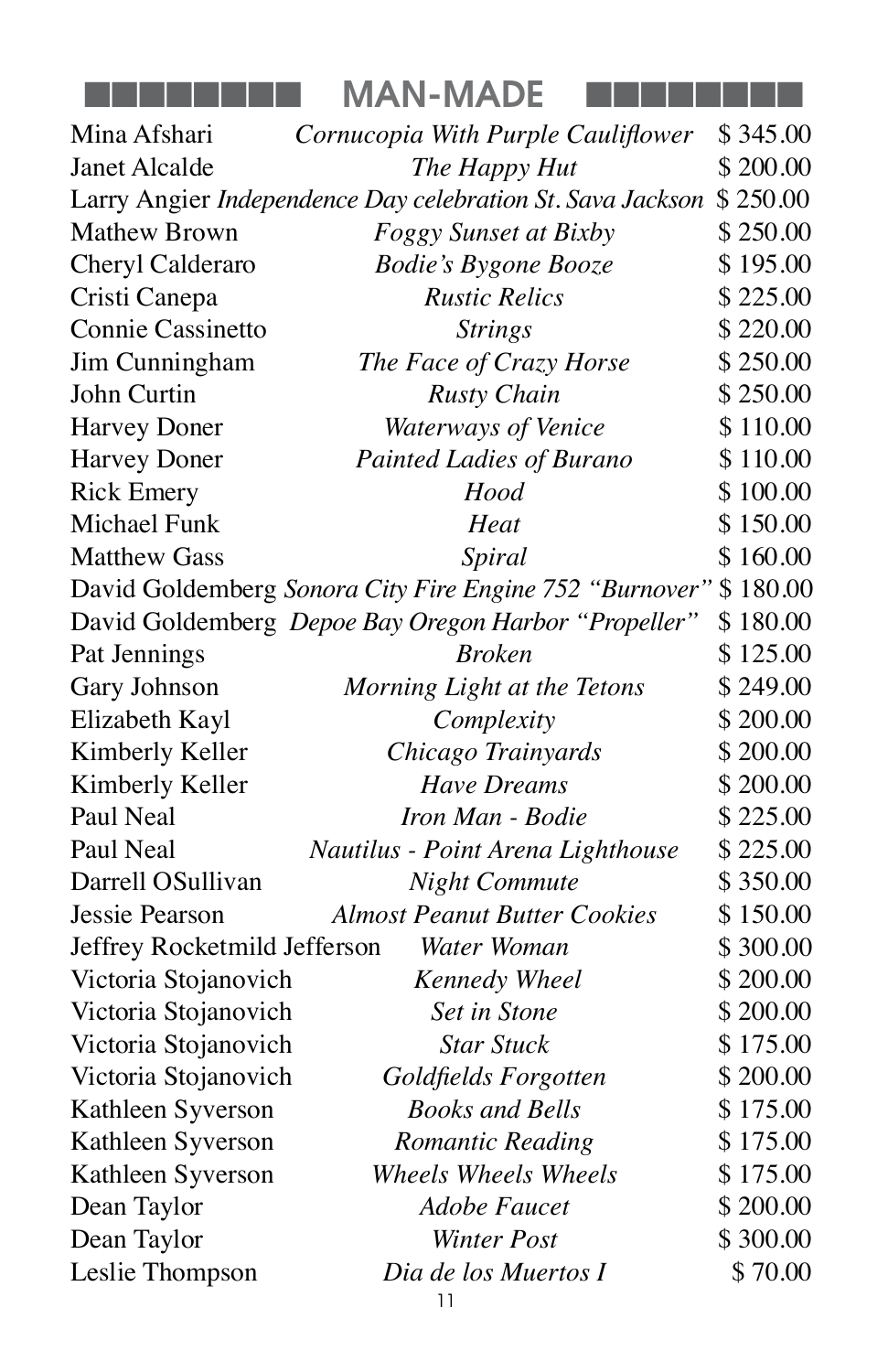## MAN-MADE

| Artist | Title | Price |
|---|---|---|
| Mina Afshari | *Cornucopia With Purple Cauliflower* | $ 345.00 |
| Janet Alcalde | *The Happy Hut* | $ 200.00 |
| Larry Angier | *Independence Day celebration St. Sava Jackson* | $ 250.00 |
| Mathew Brown | *Foggy Sunset at Bixby* | $ 250.00 |
| Cheryl Calderaro | *Bodie's Bygone Booze* | $ 195.00 |
| Cristi Canepa | *Rustic Relics* | $ 225.00 |
| Connie Cassinetto | *Strings* | $ 220.00 |
| Jim Cunningham | *The Face of Crazy Horse* | $ 250.00 |
| John Curtin | *Rusty Chain* | $ 250.00 |
| Harvey Doner | *Waterways of Venice* | $ 110.00 |
| Harvey Doner | *Painted Ladies of Burano* | $ 110.00 |
| Rick Emery | *Hood* | $ 100.00 |
| Michael Funk | *Heat* | $ 150.00 |
| Matthew Gass | *Spiral* | $ 160.00 |
| David Goldemberg | *Sonora City Fire Engine 752 "Burnover"* | $ 180.00 |
| David Goldemberg | *Depoe Bay Oregon Harbor "Propeller"* | $ 180.00 |
| Pat Jennings | *Broken* | $ 125.00 |
| Gary Johnson | *Morning Light at the Tetons* | $ 249.00 |
| Elizabeth Kayl | *Complexity* | $ 200.00 |
| Kimberly Keller | *Chicago Trainyards* | $ 200.00 |
| Kimberly Keller | *Have Dreams* | $ 200.00 |
| Paul Neal | *Iron Man - Bodie* | $ 225.00 |
| Paul Neal | *Nautilus - Point Arena Lighthouse* | $ 225.00 |
| Darrell OSullivan | *Night Commute* | $ 350.00 |
| Jessie Pearson | *Almost Peanut Butter Cookies* | $ 150.00 |
| Jeffrey Rocketmild Jefferson | *Water Woman* | $ 300.00 |
| Victoria Stojanovich | *Kennedy Wheel* | $ 200.00 |
| Victoria Stojanovich | *Set in Stone* | $ 200.00 |
| Victoria Stojanovich | *Star Stuck* | $ 175.00 |
| Victoria Stojanovich | *Goldfields Forgotten* | $ 200.00 |
| Kathleen Syverson | *Books and Bells* | $ 175.00 |
| Kathleen Syverson | *Romantic Reading* | $ 175.00 |
| Kathleen Syverson | *Wheels Wheels Wheels* | $ 175.00 |
| Dean Taylor | *Adobe Faucet* | $ 200.00 |
| Dean Taylor | *Winter Post* | $ 300.00 |
| Leslie Thompson | *Dia de los Muertos I* | $ 70.00 |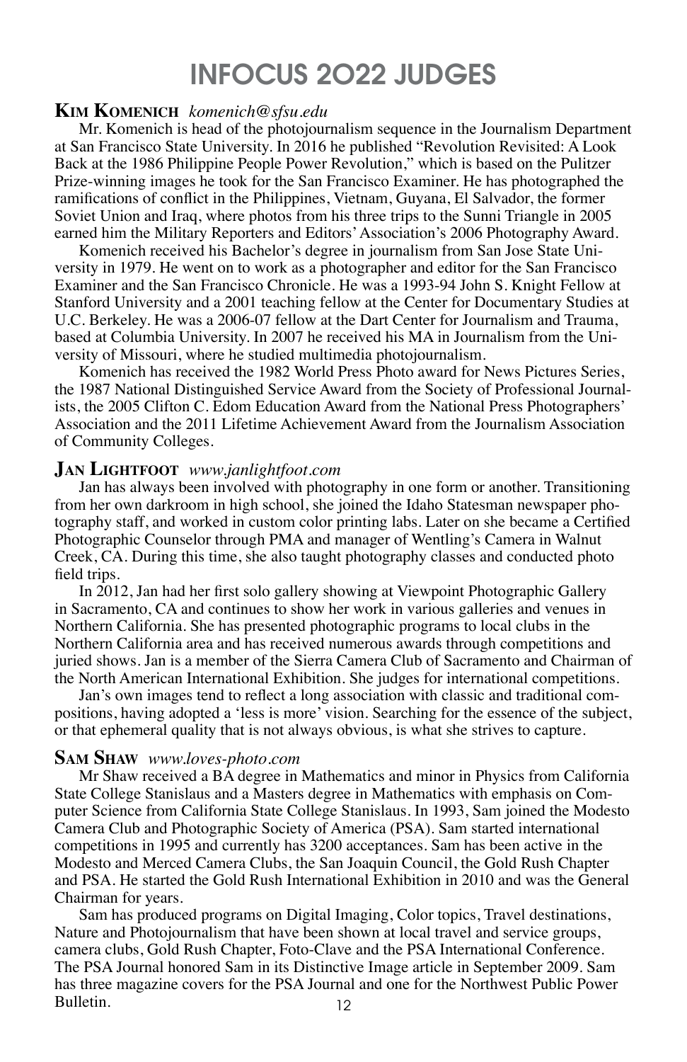# INFOCUS 2022 JUDGES

## **Kim Komenich** *komenich@sfsu.edu*

Mr. Komenich is head of the photojournalism sequence in the Journalism Department at San Francisco State University. In 2016 he published "Revolution Revisited: A Look Back at the 1986 Philippine People Power Revolution," which is based on the Pulitzer Prize-winning images he took for the San Francisco Examiner. He has photographed the ramifications of conflict in the Philippines, Vietnam, Guyana, El Salvador, the former Soviet Union and Iraq, where photos from his three trips to the Sunni Triangle in 2005 earned him the Military Reporters and Editors' Association's 2006 Photography Award.

Komenich received his Bachelor's degree in journalism from San Jose State University in 1979. He went on to work as a photographer and editor for the San Francisco Examiner and the San Francisco Chronicle. He was a 1993-94 John S. Knight Fellow at Stanford University and a 2001 teaching fellow at the Center for Documentary Studies at U.C. Berkeley. He was a 2006-07 fellow at the Dart Center for Journalism and Trauma, based at Columbia University. In 2007 he received his MA in Journalism from the University of Missouri, where he studied multimedia photojournalism.

Komenich has received the 1982 World Press Photo award for News Pictures Series, the 1987 National Distinguished Service Award from the Society of Professional Journalists, the 2005 Clifton C. Edom Education Award from the National Press Photographers' Association and the 2011 Lifetime Achievement Award from the Journalism Association of Community Colleges.

## **Jan Lightfoot** *www.janlightfoot.com*

Jan has always been involved with photography in one form or another. Transitioning from her own darkroom in high school, she joined the Idaho Statesman newspaper photography staff, and worked in custom color printing labs. Later on she became a Certified Photographic Counselor through PMA and manager of Wentling's Camera in Walnut Creek, CA. During this time, she also taught photography classes and conducted photo field trips.

In 2012, Jan had her first solo gallery showing at Viewpoint Photographic Gallery in Sacramento, CA and continues to show her work in various galleries and venues in Northern California. She has presented photographic programs to local clubs in the Northern California area and has received numerous awards through competitions and juried shows. Jan is a member of the Sierra Camera Club of Sacramento and Chairman of the North American International Exhibition. She judges for international competitions.

Jan's own images tend to reflect a long association with classic and traditional compositions, having adopted a 'less is more' vision. Searching for the essence of the subject, or that ephemeral quality that is not always obvious, is what she strives to capture.

## **Sam Shaw** *www.loves-photo.com*

Mr Shaw received a BA degree in Mathematics and minor in Physics from California State College Stanislaus and a Masters degree in Mathematics with emphasis on Computer Science from California State College Stanislaus. In 1993, Sam joined the Modesto Camera Club and Photographic Society of America (PSA). Sam started international competitions in 1995 and currently has 3200 acceptances. Sam has been active in the Modesto and Merced Camera Clubs, the San Joaquin Council, the Gold Rush Chapter and PSA. He started the Gold Rush International Exhibition in 2010 and was the General Chairman for years.

Sam has produced programs on Digital Imaging, Color topics, Travel destinations, Nature and Photojournalism that have been shown at local travel and service groups, camera clubs, Gold Rush Chapter, Foto-Clave and the PSA International Conference. The PSA Journal honored Sam in its Distinctive Image article in September 2009. Sam has three magazine covers for the PSA Journal and one for the Northwest Public Power Bulletin.